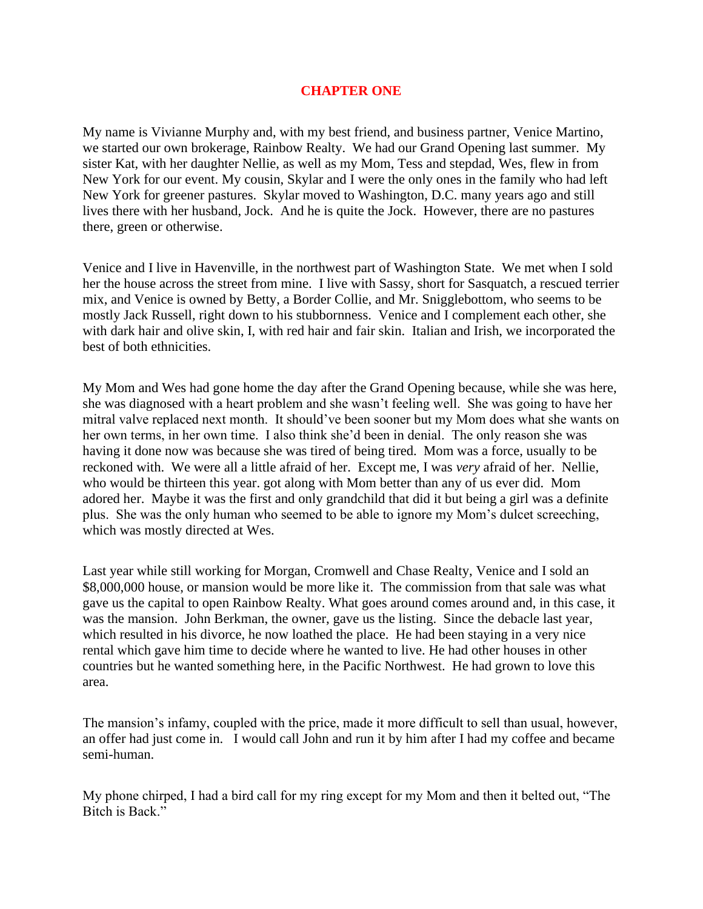# CHAPTER ONE

My name is Vivianne Murphy and, with my best friend, and business partner, Venice Martino, we started our own brokerage, Rainbow Realty. We had our Grand Opening last summer. My sister Kat, with her daughter Nellie, as well as my Mom, Tess and stepdad, Wes, flew in from New York for our event. My cousin, Skylar and I were the only ones in the family who had left New York for greener pastures. Skylar moved to Washington, D.C. many years ago and still lives there with her husband, Jock. And he is quite the Jock. However, there are no pastures there, green or otherwise.

Venice and I live in Havenville, in the northwest part of Washington State. We met when I sold her the house across the street from mine. I live with Sassy, short for Sasquatch, a rescued terrier mix, and Venice is owned by Betty, a Border Collie, and Mr. Snigglebottom, who seems to be mostly Jack Russell, right down to his stubbornness. Venice and I complement each other, she with dark hair and olive skin, I, with red hair and fair skin. Italian and Irish, we incorporated the best of both ethnicities.

My Mom and Wes had gone home the day after the Grand Opening because, while she was here, she was diagnosed with a heart problem and she wasn't feeling well. She was going to have her mitral valve replaced next month. It should've been sooner but my Mom does what she wants on her own terms, in her own time. I also think she'd been in denial. The only reason she was having it done now was because she was tired of being tired. Mom was a force, usually to be reckoned with. We were all a little afraid of her. Except me, I was *very* afraid of her. Nellie, who would be thirteen this year. got along with Mom better than any of us ever did. Mom adored her. Maybe it was the first and only grandchild that did it but being a girl was a definite plus. She was the only human who seemed to be able to ignore my Mom's dulcet screeching, which was mostly directed at Wes.

Last year while still working for Morgan, Cromwell and Chase Realty, Venice and I sold an $8,000,000 house, or mansion would be more like it. The commission from that sale was what gave us the capital to open Rainbow Realty. What goes around comes around and, in this case, it was the mansion. John Berkman, the owner, gave us the listing. Since the debacle last year, which resulted in his divorce, he now loathed the place. He had been staying in a very nice rental which gave him time to decide where he wanted to live. He had other houses in other countries but he wanted something here, in the Pacific Northwest. He had grown to love this area.

The mansion's infamy, coupled with the price, made it more difficult to sell than usual, however, an offer had just come in. I would call John and run it by him after I had my coffee and became semi-human.

My phone chirped, I had a bird call for my ring except for my Mom and then it belted out, "The Bitch is Back."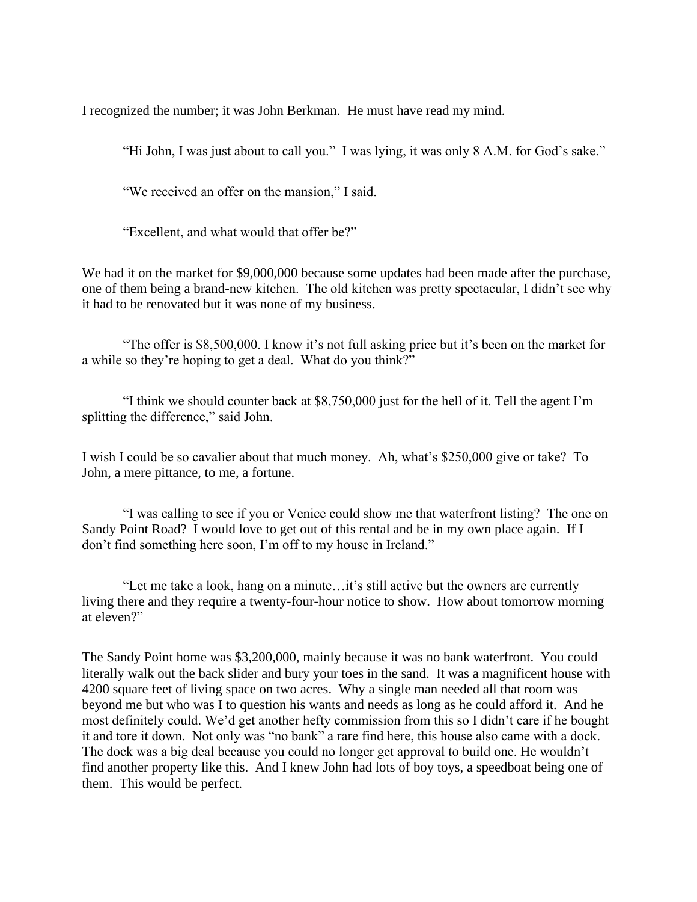I recognized the number; it was John Berkman. He must have read my mind.

"Hi John, I was just about to call you." I was lying, it was only 8 A.M. for God's sake."

"We received an offer on the mansion," I said.

"Excellent, and what would that offer be?"

We had it on the market for $9,000,000 because some updates had been made after the purchase, one of them being a brand-new kitchen. The old kitchen was pretty spectacular, I didn't see why it had to be renovated but it was none of my business.

"The offer is $8,500,000. I know it's not full asking price but it's been on the market for a while so they're hoping to get a deal. What do you think?"

"I think we should counter back at $8,750,000 just for the hell of it. Tell the agent I'm splitting the difference," said John.

I wish I could be so cavalier about that much money. Ah, what's $250,000 give or take? To John, a mere pittance, to me, a fortune.

"I was calling to see if you or Venice could show me that waterfront listing? The one on Sandy Point Road? I would love to get out of this rental and be in my own place again. If I don't find something here soon, I'm off to my house in Ireland."

"Let me take a look, hang on a minute…it's still active but the owners are currently living there and they require a twenty-four-hour notice to show. How about tomorrow morning at eleven?"

The Sandy Point home was $3,200,000, mainly because it was no bank waterfront. You could literally walk out the back slider and bury your toes in the sand. It was a magnificent house with 4200 square feet of living space on two acres. Why a single man needed all that room was beyond me but who was I to question his wants and needs as long as he could afford it. And he most definitely could. We'd get another hefty commission from this so I didn't care if he bought it and tore it down. Not only was "no bank" a rare find here, this house also came with a dock. The dock was a big deal because you could no longer get approval to build one. He wouldn't find another property like this. And I knew John had lots of boy toys, a speedboat being one of them. This would be perfect.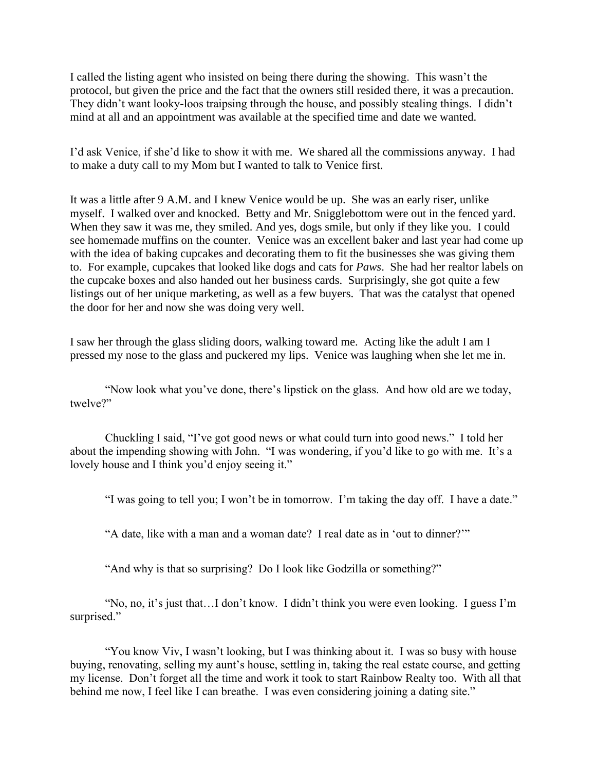I called the listing agent who insisted on being there during the showing.  This wasn't the protocol, but given the price and the fact that the owners still resided there, it was a precaution.  They didn't want looky-loos traipsing through the house, and possibly stealing things.  I didn't mind at all and an appointment was available at the specified time and date we wanted.

I'd ask Venice, if she'd like to show it with me.  We shared all the commissions anyway.  I had to make a duty call to my Mom but I wanted to talk to Venice first.

It was a little after 9 A.M. and I knew Venice would be up.  She was an early riser, unlike myself.  I walked over and knocked.  Betty and Mr. Snigglebottom were out in the fenced yard.  When they saw it was me, they smiled. And yes, dogs smile, but only if they like you.  I could see homemade muffins on the counter.  Venice was an excellent baker and last year had come up with the idea of baking cupcakes and decorating them to fit the businesses she was giving them to.  For example, cupcakes that looked like dogs and cats for *Paws*.  She had her realtor labels on the cupcake boxes and also handed out her business cards.  Surprisingly, she got quite a few listings out of her unique marketing, as well as a few buyers.  That was the catalyst that opened the door for her and now she was doing very well.

I saw her through the glass sliding doors, walking toward me.  Acting like the adult I am I pressed my nose to the glass and puckered my lips.  Venice was laughing when she let me in.

"Now look what you've done, there's lipstick on the glass.  And how old are we today, twelve?"

Chuckling I said, "I've got good news or what could turn into good news."  I told her about the impending showing with John.  "I was wondering, if you'd like to go with me.  It's a lovely house and I think you'd enjoy seeing it."

"I was going to tell you; I won't be in tomorrow.  I'm taking the day off.  I have a date."

"A date, like with a man and a woman date?  I real date as in 'out to dinner?'"

"And why is that so surprising?  Do I look like Godzilla or something?"

"No, no, it's just that…I don't know.  I didn't think you were even looking.  I guess I'm surprised."

"You know Viv, I wasn't looking, but I was thinking about it.  I was so busy with house buying, renovating, selling my aunt's house, settling in, taking the real estate course, and getting my license.  Don't forget all the time and work it took to start Rainbow Realty too.  With all that behind me now, I feel like I can breathe.  I was even considering joining a dating site."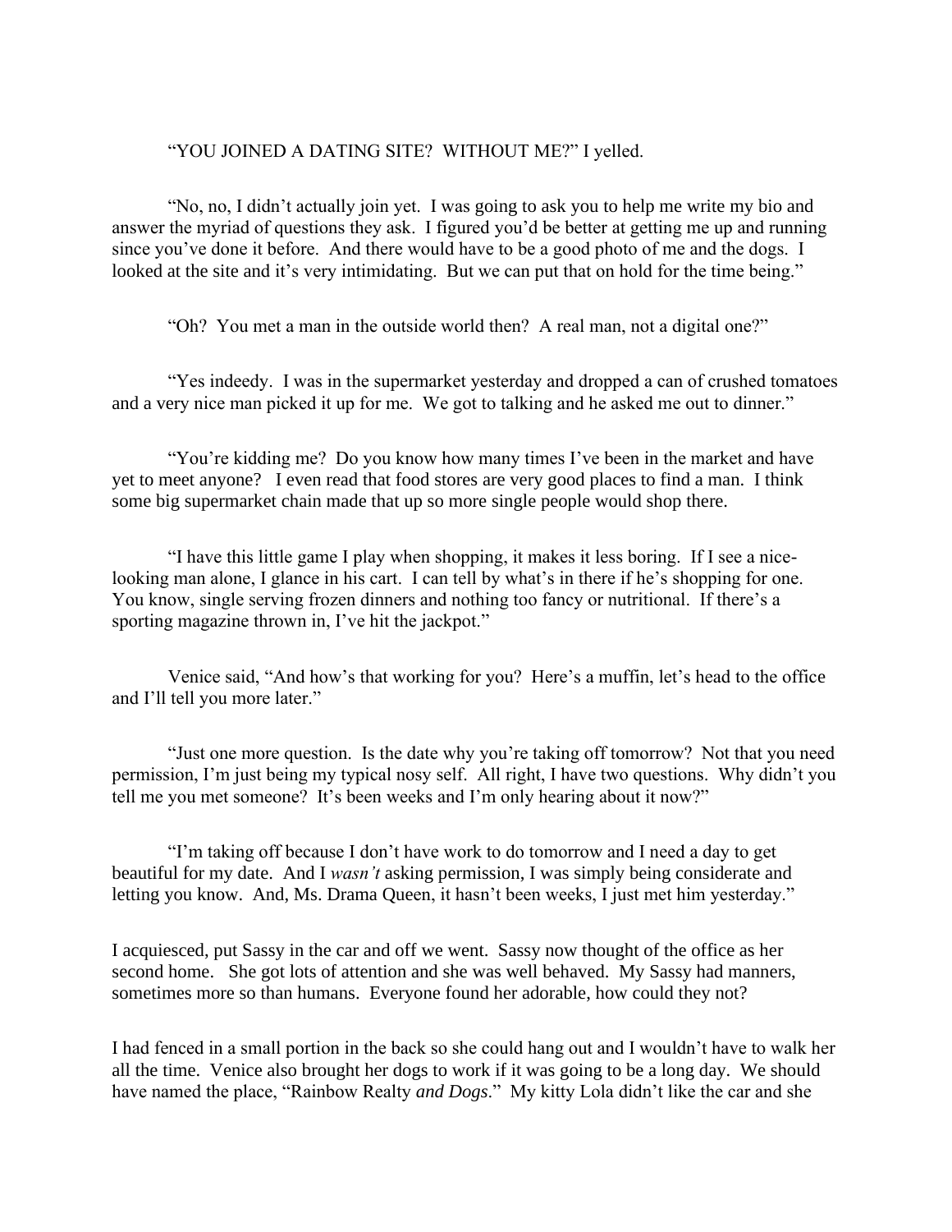"YOU JOINED A DATING SITE?  WITHOUT ME?" I yelled.

"No, no, I didn't actually join yet.  I was going to ask you to help me write my bio and answer the myriad of questions they ask.  I figured you'd be better at getting me up and running since you've done it before.  And there would have to be a good photo of me and the dogs.  I looked at the site and it's very intimidating.  But we can put that on hold for the time being."

"Oh?  You met a man in the outside world then?  A real man, not a digital one?"

"Yes indeedy.  I was in the supermarket yesterday and dropped a can of crushed tomatoes and a very nice man picked it up for me.  We got to talking and he asked me out to dinner."

"You're kidding me?  Do you know how many times I've been in the market and have yet to meet anyone?   I even read that food stores are very good places to find a man.  I think some big supermarket chain made that up so more single people would shop there.

"I have this little game I play when shopping, it makes it less boring.  If I see a nice-looking man alone, I glance in his cart.  I can tell by what's in there if he's shopping for one.  You know, single serving frozen dinners and nothing too fancy or nutritional.  If there's a sporting magazine thrown in, I've hit the jackpot."

Venice said, "And how's that working for you?  Here's a muffin, let's head to the office and I'll tell you more later."

"Just one more question.  Is the date why you're taking off tomorrow?  Not that you need permission, I'm just being my typical nosy self.  All right, I have two questions.  Why didn't you tell me you met someone?  It's been weeks and I'm only hearing about it now?"

"I'm taking off because I don't have work to do tomorrow and I need a day to get beautiful for my date.  And I *wasn't* asking permission, I was simply being considerate and letting you know.  And, Ms. Drama Queen, it hasn't been weeks, I just met him yesterday."

I acquiesced, put Sassy in the car and off we went.  Sassy now thought of the office as her second home.   She got lots of attention and she was well behaved.  My Sassy had manners, sometimes more so than humans.  Everyone found her adorable, how could they not?

I had fenced in a small portion in the back so she could hang out and I wouldn't have to walk her all the time.  Venice also brought her dogs to work if it was going to be a long day.  We should have named the place, "Rainbow Realty *and Dogs*."  My kitty Lola didn't like the car and she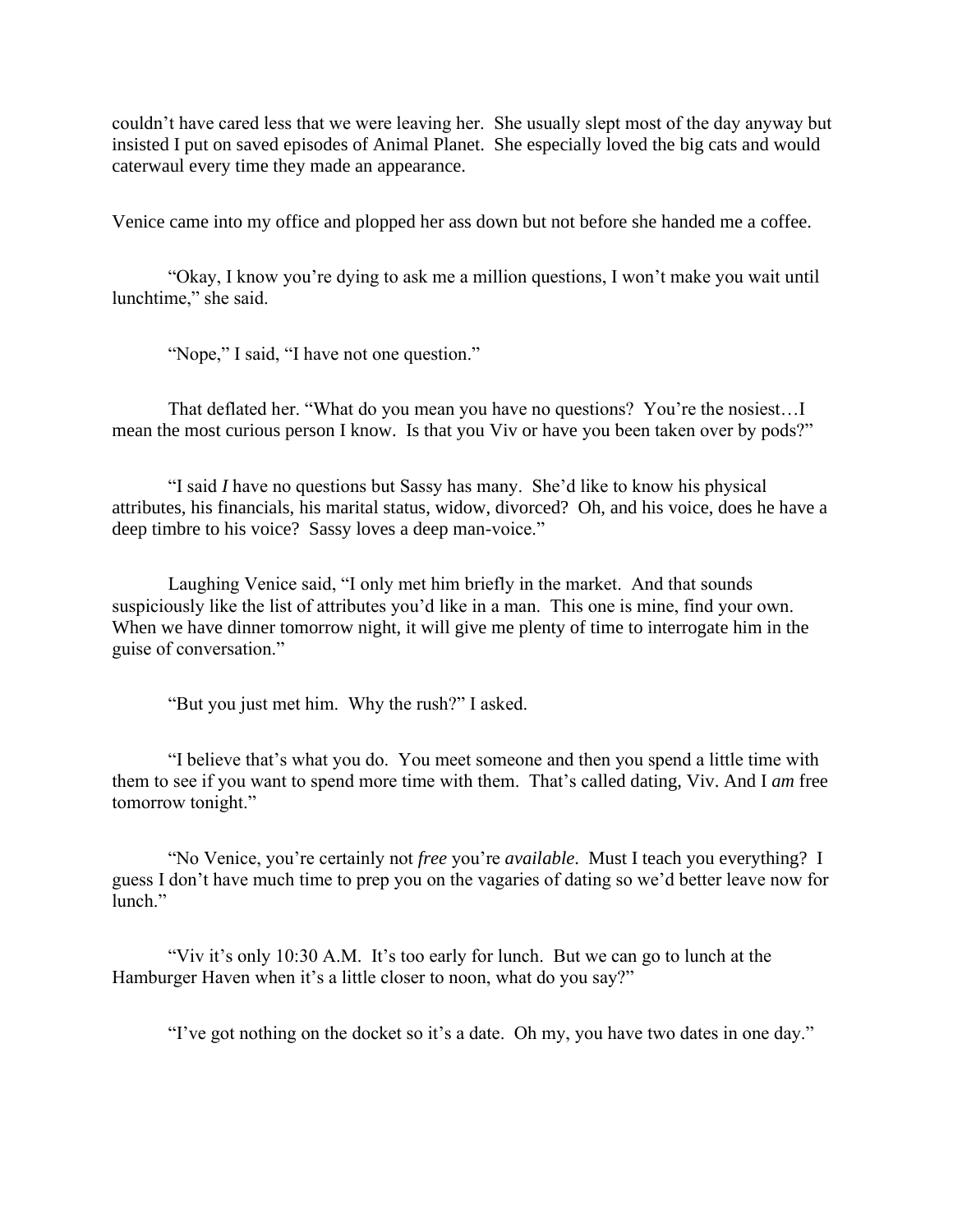couldn't have cared less that we were leaving her. She usually slept most of the day anyway but insisted I put on saved episodes of Animal Planet. She especially loved the big cats and would caterwaul every time they made an appearance.

Venice came into my office and plopped her ass down but not before she handed me a coffee.

"Okay, I know you're dying to ask me a million questions, I won't make you wait until lunchtime," she said.

"Nope," I said, "I have not one question."

That deflated her. "What do you mean you have no questions? You're the nosiest…I mean the most curious person I know. Is that you Viv or have you been taken over by pods?"

"I said *I* have no questions but Sassy has many. She'd like to know his physical attributes, his financials, his marital status, widow, divorced? Oh, and his voice, does he have a deep timbre to his voice? Sassy loves a deep man-voice."

Laughing Venice said, "I only met him briefly in the market. And that sounds suspiciously like the list of attributes you'd like in a man. This one is mine, find your own. When we have dinner tomorrow night, it will give me plenty of time to interrogate him in the guise of conversation."

"But you just met him. Why the rush?" I asked.

"I believe that's what you do. You meet someone and then you spend a little time with them to see if you want to spend more time with them. That's called dating, Viv. And I *am* free tomorrow tonight."

"No Venice, you're certainly not *free* you're *available*. Must I teach you everything? I guess I don't have much time to prep you on the vagaries of dating so we'd better leave now for lunch."

"Viv it's only 10:30 A.M. It's too early for lunch. But we can go to lunch at the Hamburger Haven when it's a little closer to noon, what do you say?"

"I've got nothing on the docket so it's a date. Oh my, you have two dates in one day."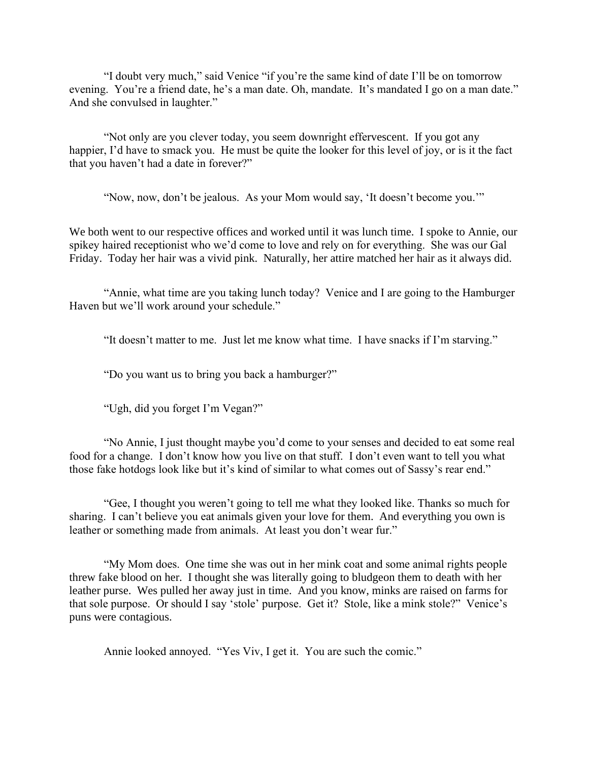"I doubt very much," said Venice "if you're the same kind of date I'll be on tomorrow evening. You're a friend date, he's a man date. Oh, mandate. It's mandated I go on a man date." And she convulsed in laughter."

"Not only are you clever today, you seem downright effervescent. If you got any happier, I'd have to smack you. He must be quite the looker for this level of joy, or is it the fact that you haven't had a date in forever?"

"Now, now, don't be jealous. As your Mom would say, 'It doesn't become you.'"

We both went to our respective offices and worked until it was lunch time. I spoke to Annie, our spikey haired receptionist who we'd come to love and rely on for everything. She was our Gal Friday. Today her hair was a vivid pink. Naturally, her attire matched her hair as it always did.

"Annie, what time are you taking lunch today? Venice and I are going to the Hamburger Haven but we'll work around your schedule."

"It doesn't matter to me. Just let me know what time. I have snacks if I'm starving."

"Do you want us to bring you back a hamburger?"

"Ugh, did you forget I'm Vegan?"

"No Annie, I just thought maybe you'd come to your senses and decided to eat some real food for a change. I don't know how you live on that stuff. I don't even want to tell you what those fake hotdogs look like but it's kind of similar to what comes out of Sassy's rear end."

"Gee, I thought you weren't going to tell me what they looked like. Thanks so much for sharing. I can't believe you eat animals given your love for them. And everything you own is leather or something made from animals. At least you don't wear fur."

"My Mom does. One time she was out in her mink coat and some animal rights people threw fake blood on her. I thought she was literally going to bludgeon them to death with her leather purse. Wes pulled her away just in time. And you know, minks are raised on farms for that sole purpose. Or should I say 'stole' purpose. Get it? Stole, like a mink stole?" Venice's puns were contagious.

Annie looked annoyed. "Yes Viv, I get it. You are such the comic."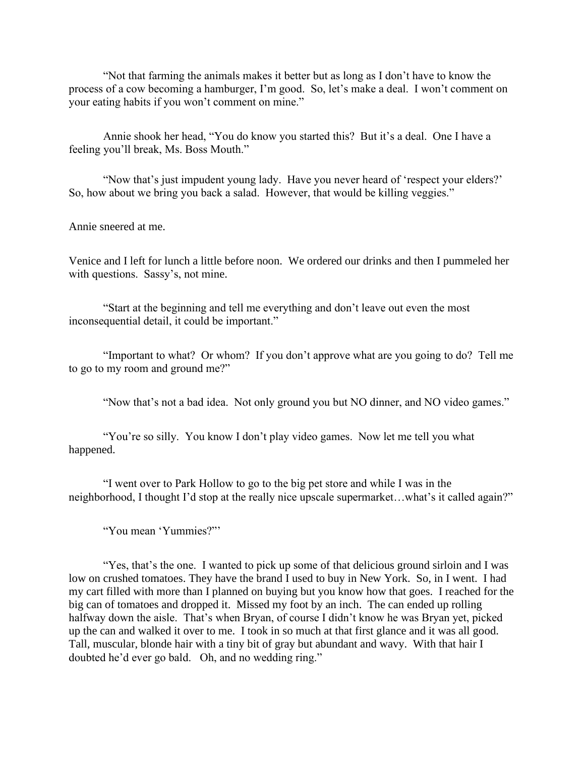"Not that farming the animals makes it better but as long as I don't have to know the process of a cow becoming a hamburger, I'm good. So, let's make a deal. I won't comment on your eating habits if you won't comment on mine."

Annie shook her head, "You do know you started this? But it's a deal. One I have a feeling you'll break, Ms. Boss Mouth."

"Now that's just impudent young lady. Have you never heard of 'respect your elders?' So, how about we bring you back a salad. However, that would be killing veggies."

Annie sneered at me.

Venice and I left for lunch a little before noon. We ordered our drinks and then I pummeled her with questions. Sassy's, not mine.

"Start at the beginning and tell me everything and don't leave out even the most inconsequential detail, it could be important."

"Important to what? Or whom? If you don't approve what are you going to do? Tell me to go to my room and ground me?"

"Now that's not a bad idea. Not only ground you but NO dinner, and NO video games."

"You're so silly. You know I don't play video games. Now let me tell you what happened.

"I went over to Park Hollow to go to the big pet store and while I was in the neighborhood, I thought I'd stop at the really nice upscale supermarket…what's it called again?"

"You mean 'Yummies?''

"Yes, that's the one. I wanted to pick up some of that delicious ground sirloin and I was low on crushed tomatoes. They have the brand I used to buy in New York. So, in I went. I had my cart filled with more than I planned on buying but you know how that goes. I reached for the big can of tomatoes and dropped it. Missed my foot by an inch. The can ended up rolling halfway down the aisle. That's when Bryan, of course I didn't know he was Bryan yet, picked up the can and walked it over to me. I took in so much at that first glance and it was all good. Tall, muscular, blonde hair with a tiny bit of gray but abundant and wavy. With that hair I doubted he'd ever go bald. Oh, and no wedding ring."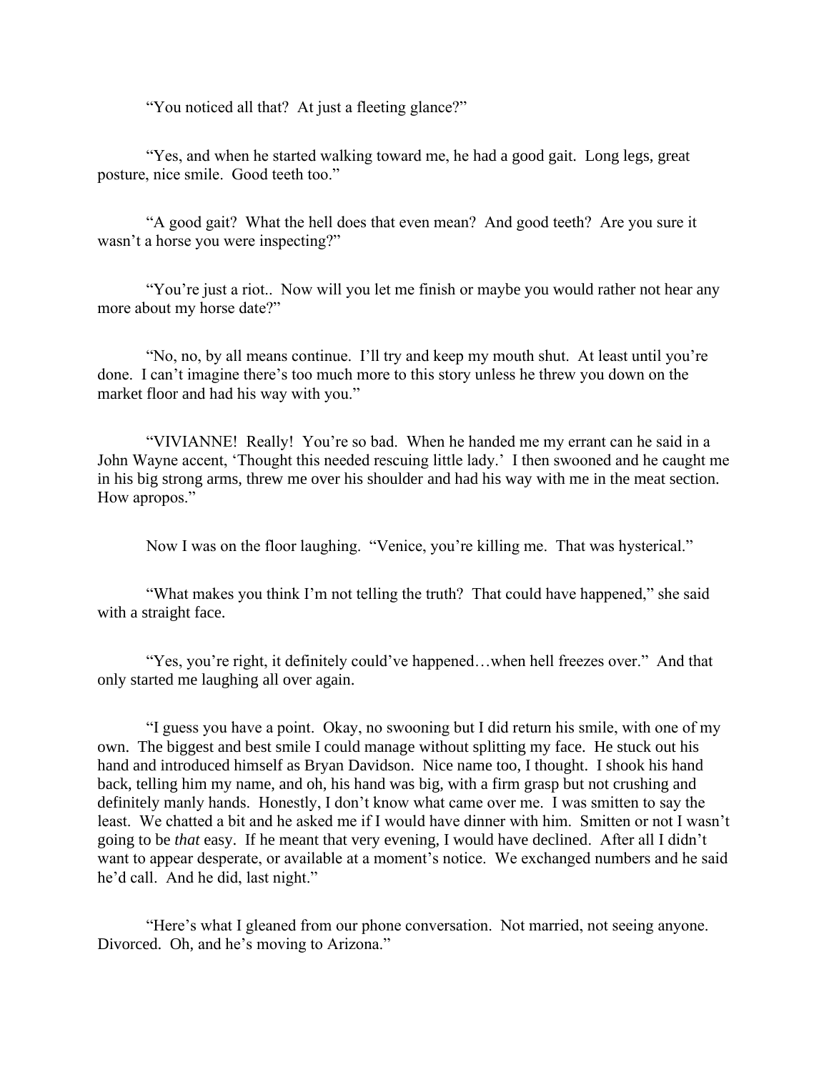"You noticed all that? At just a fleeting glance?"

"Yes, and when he started walking toward me, he had a good gait. Long legs, great posture, nice smile. Good teeth too."

"A good gait? What the hell does that even mean? And good teeth? Are you sure it wasn't a horse you were inspecting?"

"You're just a riot.. Now will you let me finish or maybe you would rather not hear any more about my horse date?"

"No, no, by all means continue. I'll try and keep my mouth shut. At least until you're done. I can't imagine there's too much more to this story unless he threw you down on the market floor and had his way with you."

"VIVIANNE! Really! You're so bad. When he handed me my errant can he said in a John Wayne accent, 'Thought this needed rescuing little lady.' I then swooned and he caught me in his big strong arms, threw me over his shoulder and had his way with me in the meat section. How apropos."

Now I was on the floor laughing. "Venice, you're killing me. That was hysterical."

"What makes you think I'm not telling the truth? That could have happened," she said with a straight face.

"Yes, you're right, it definitely could've happened…when hell freezes over." And that only started me laughing all over again.

"I guess you have a point. Okay, no swooning but I did return his smile, with one of my own. The biggest and best smile I could manage without splitting my face. He stuck out his hand and introduced himself as Bryan Davidson. Nice name too, I thought. I shook his hand back, telling him my name, and oh, his hand was big, with a firm grasp but not crushing and definitely manly hands. Honestly, I don't know what came over me. I was smitten to say the least. We chatted a bit and he asked me if I would have dinner with him. Smitten or not I wasn't going to be *that* easy. If he meant that very evening, I would have declined. After all I didn't want to appear desperate, or available at a moment's notice. We exchanged numbers and he said he'd call. And he did, last night."

"Here's what I gleaned from our phone conversation. Not married, not seeing anyone. Divorced. Oh, and he's moving to Arizona."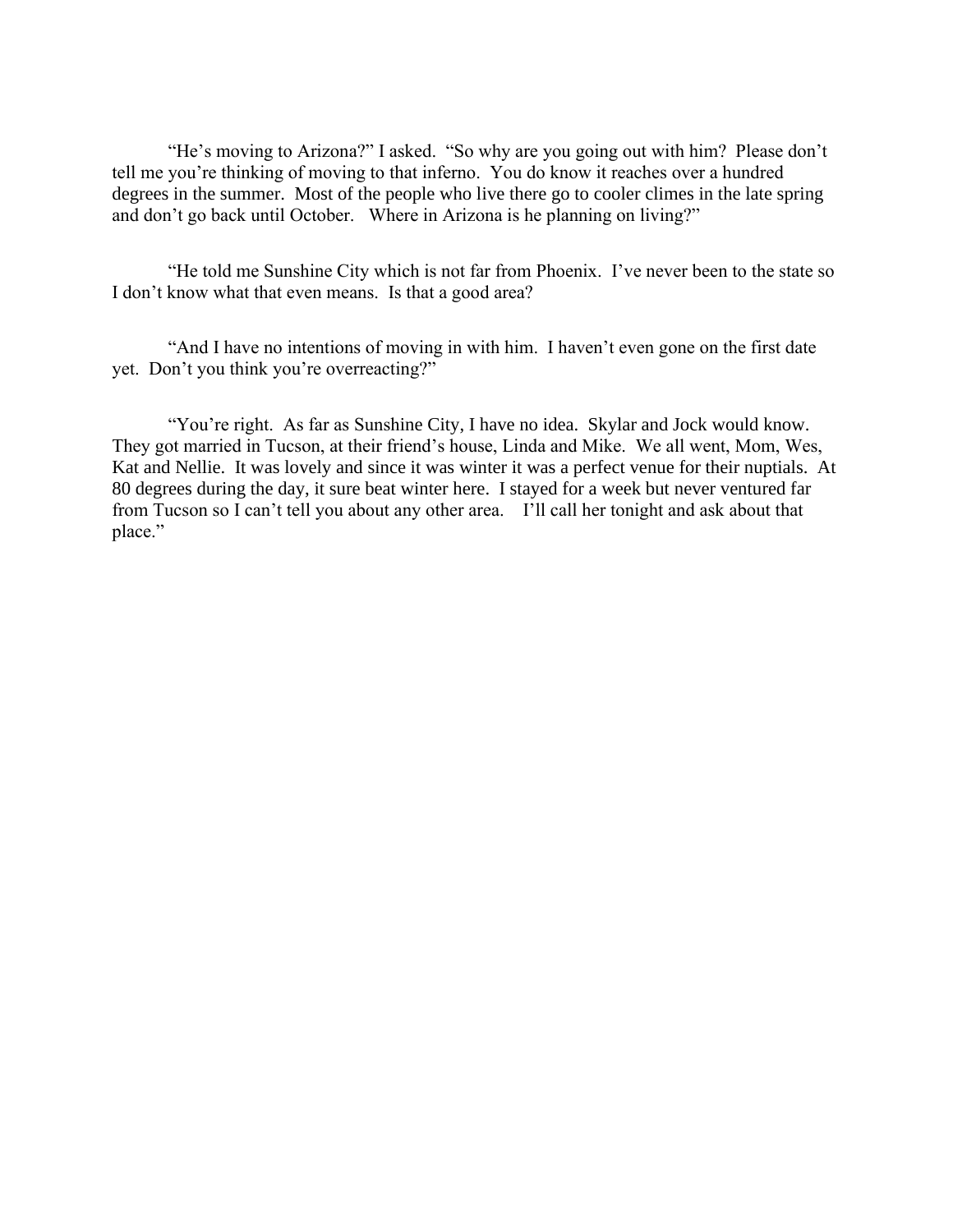"He's moving to Arizona?" I asked. "So why are you going out with him? Please don't tell me you're thinking of moving to that inferno. You do know it reaches over a hundred degrees in the summer. Most of the people who live there go to cooler climes in the late spring and don't go back until October. Where in Arizona is he planning on living?"

"He told me Sunshine City which is not far from Phoenix. I've never been to the state so I don't know what that even means. Is that a good area?

"And I have no intentions of moving in with him. I haven't even gone on the first date yet. Don't you think you're overreacting?"

"You're right. As far as Sunshine City, I have no idea. Skylar and Jock would know. They got married in Tucson, at their friend's house, Linda and Mike. We all went, Mom, Wes, Kat and Nellie. It was lovely and since it was winter it was a perfect venue for their nuptials. At 80 degrees during the day, it sure beat winter here. I stayed for a week but never ventured far from Tucson so I can't tell you about any other area. I'll call her tonight and ask about that place."